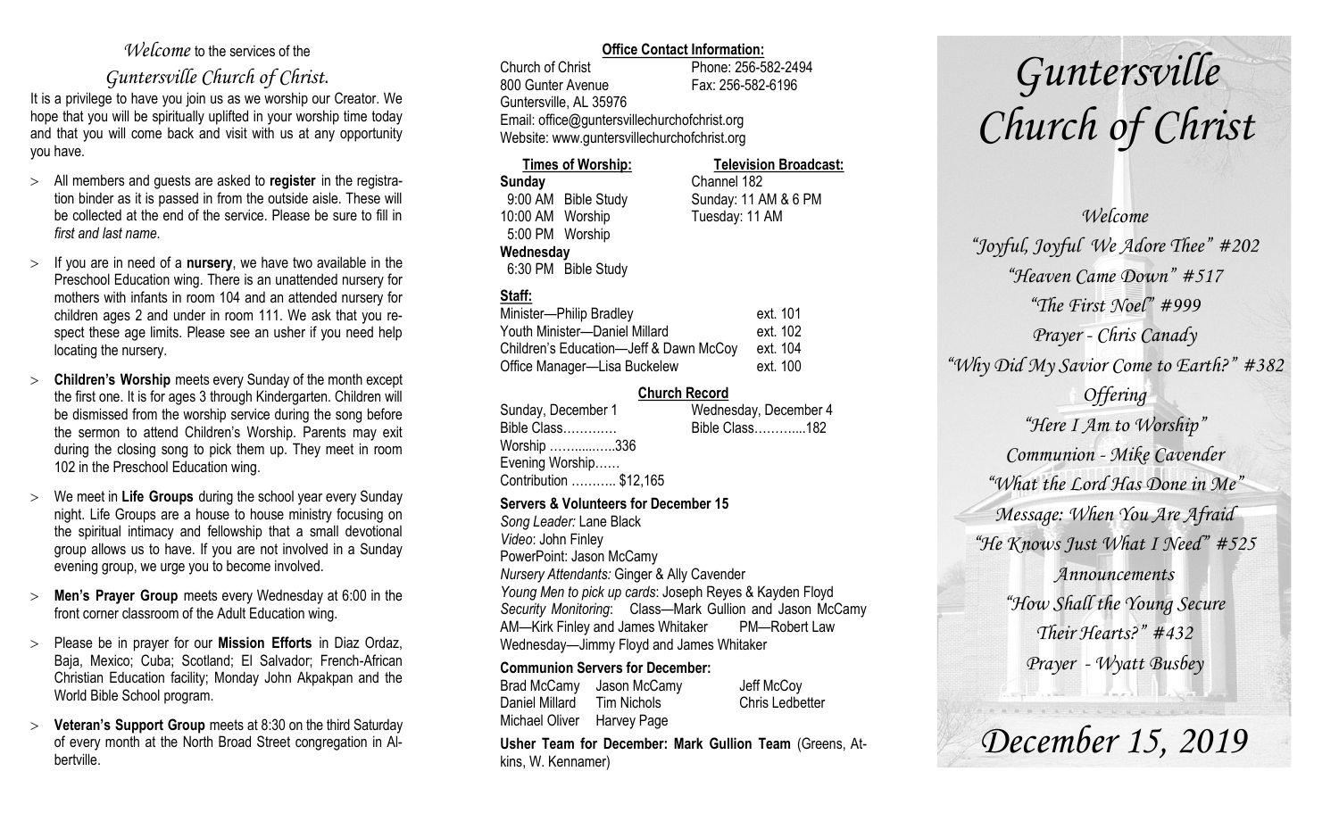*Welcome* to the services of the

*Guntersville Church of Christ.*

It is a privilege to have you join us as we worship our Creator. We hope that you will be spiritually uplifted in your worship time today and that you will come back and visit with us at any opportunity you have.

- All members and guests are asked to **register** in the registration binder as it is passed in from the outside aisle. These will be collected at the end of the service. Please be sure to fill in *first and last name*.
- If you are in need of a **nursery**, we have two available in the Preschool Education wing. There is an unattended nursery for mothers with infants in room 104 and an attended nursery for children ages 2 and under in room 111. We ask that you respect these age limits. Please see an usher if you need help locating the nursery.
- **Children's Worship** meets every Sunday of the month except the first one. It is for ages 3 through Kindergarten. Children will be dismissed from the worship service during the song before the sermon to attend Children's Worship. Parents may exit during the closing song to pick them up. They meet in room 102 in the Preschool Education wing.
- We meet in **Life Groups** during the school year every Sunday night. Life Groups are a house to house ministry focusing on the spiritual intimacy and fellowship that a small devotional group allows us to have. If you are not involved in a Sunday evening group, we urge you to become involved.
- **Men's Prayer Group** meets every Wednesday at 6:00 in the front corner classroom of the Adult Education wing.
- Please be in prayer for our **Mission Efforts** in Diaz Ordaz, Baja, Mexico; Cuba; Scotland; El Salvador; French-African Christian Education facility; Monday John Akpakpan and the World Bible School program.
- **Veteran's Support Group** meets at 8:30 on the third Saturday of every month at the North Broad Street congregation in Albertville.

**Office Contact Information:**

Church of Christ — Phone: 256-582-2494
800 Gunter Avenue — Fax: 256-582-6196
Guntersville, AL 35976
Email: office@guntersvillechurchofchrist.org
Website: www.guntersvillechurchofchrist.org

**Times of Worship:**

**Sunday**
9:00 AM Bible Study
10:00 AM Worship
5:00 PM Worship
**Wednesday**
6:30 PM Bible Study

**Television Broadcast:**

Channel 182
Sunday: 11 AM & 6 PM
Tuesday: 11 AM

**Staff:**

| | |
|---|---|
| Minister—Philip Bradley | ext. 101 |
| Youth Minister—Daniel Millard | ext. 102 |
| Children's Education—Jeff & Dawn McCoy | ext. 104 |
| Office Manager—Lisa Buckelew | ext. 100 |

**Church Record**

| Sunday, December 1 | Wednesday, December 4 |
|---|---|
| Bible Class………… | Bible Class………...182 |
| Worship ……......…..336 | |
| Evening Worship…… | |
| Contribution ……….. $12,165 | |

**Servers & Volunteers for December 15**

*Song Leader:* Lane Black
*Video*: John Finley
PowerPoint: Jason McCamy
*Nursery Attendants:* Ginger & Ally Cavender
*Young Men to pick up cards*: Joseph Reyes & Kayden Floyd
*Security Monitoring*: Class—Mark Gullion and Jason McCamy
AM—Kirk Finley and James Whitaker    PM—Robert Law
Wednesday—Jimmy Floyd and James Whitaker

**Communion Servers for December:**

| | | |
|---|---|---|
| Brad McCamy | Jason McCamy | Jeff McCoy |
| Daniel Millard | Tim Nichols | Chris Ledbetter |
| Michael Oliver | Harvey Page | |

**Usher Team for December: Mark Gullion Team** (Greens, Atkins, W. Kennamer)

# *Guntersville Church of Christ*

*Welcome*
*"Joyful, Joyful We Adore Thee" #202*
*"Heaven Came Down" #517*
*"The First Noel" #999*
*Prayer - Chris Canady*
*"Why Did My Savior Come to Earth?" #382*
*Offering*
*"Here I Am to Worship"*
*Communion - Mike Cavender*
*"What the Lord Has Done in Me"*
*Message: When You Are Afraid*
*"He Knows Just What I Need" #525*
*Announcements*
*"How Shall the Young Secure Their Hearts?" #432*
*Prayer - Wyatt Busbey*

## *December 15, 2019*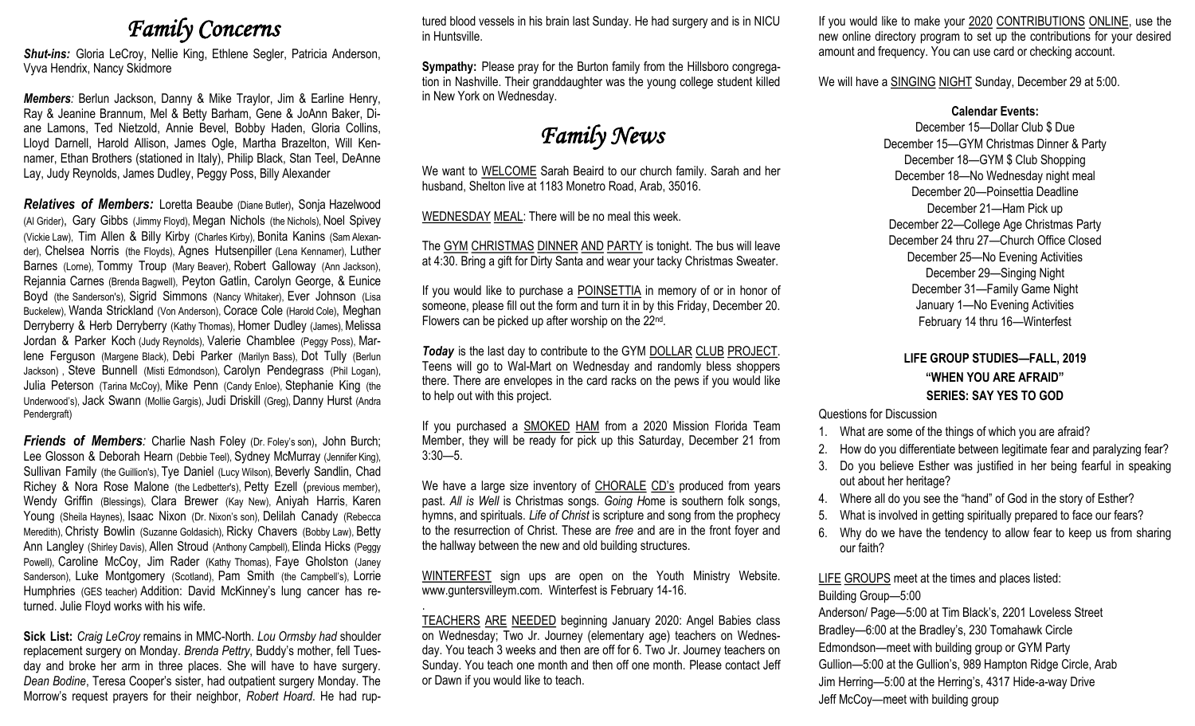# Family Concerns

***Shut-ins:*** Gloria LeCroy, Nellie King, Ethlene Segler, Patricia Anderson, Vyva Hendrix, Nancy Skidmore

***Members:*** Berlun Jackson, Danny & Mike Traylor, Jim & Earline Henry, Ray & Jeanine Brannum, Mel & Betty Barham, Gene & JoAnn Baker, Diane Lamons, Ted Nietzold, Annie Bevel, Bobby Haden, Gloria Collins, Lloyd Darnell, Harold Allison, James Ogle, Martha Brazelton, Will Kennamer, Ethan Brothers (stationed in Italy), Philip Black, Stan Teel, DeAnne Lay, Judy Reynolds, James Dudley, Peggy Poss, Billy Alexander

***Relatives of Members:*** Loretta Beaube (Diane Butler), Sonja Hazelwood (Al Grider), Gary Gibbs (Jimmy Floyd), Megan Nichols (the Nichols), Noel Spivey (Vickie Law), Tim Allen & Billy Kirby (Charles Kirby), Bonita Kanins (Sam Alexander), Chelsea Norris (the Floyds), Agnes Hutsenpiller (Lena Kennamer), Luther Barnes (Lorne), Tommy Troup (Mary Beaver), Robert Galloway (Ann Jackson), Rejannia Carnes (Brenda Bagwell), Peyton Gatlin, Carolyn George, & Eunice Boyd (the Sanderson's), Sigrid Simmons (Nancy Whitaker), Ever Johnson (Lisa Buckelew), Wanda Strickland (Von Anderson), Corace Cole (Harold Cole), Meghan Derryberry & Herb Derryberry (Kathy Thomas), Homer Dudley (James), Melissa Jordan & Parker Koch (Judy Reynolds), Valerie Chamblee (Peggy Poss), Marlene Ferguson (Margene Black), Debi Parker (Marilyn Bass), Dot Tully (Berlun Jackson), Steve Bunnell (Misti Edmondson), Carolyn Pendegrass (Phil Logan), Julia Peterson (Tarina McCoy), Mike Penn (Candy Enloe), Stephanie King (the Underwood's), Jack Swann (Mollie Gargis), Judi Driskill (Greg), Danny Hurst (Andra Pendergraft)

***Friends of Members:*** Charlie Nash Foley (Dr. Foley's son), John Burch; Lee Glosson & Deborah Hearn (Debbie Teel), Sydney McMurray (Jennifer King), Sullivan Family (the Guillion's), Tye Daniel (Lucy Wilson), Beverly Sandlin, Chad Richey & Nora Rose Malone (the Ledbetter's), Petty Ezell (previous member), Wendy Griffin (Blessings), Clara Brewer (Kay New), Aniyah Harris, Karen Young (Sheila Haynes), Isaac Nixon (Dr. Nixon's son), Delilah Canady (Rebecca Meredith), Christy Bowlin (Suzanne Goldasich), Ricky Chavers (Bobby Law), Betty Ann Langley (Shirley Davis), Allen Stroud (Anthony Campbell), Elinda Hicks (Peggy Powell), Caroline McCoy, Jim Rader (Kathy Thomas), Faye Gholston (Janey Sanderson), Luke Montgomery (Scotland), Pam Smith (the Campbell's), Lorrie Humphries (GES teacher) Addition: David McKinney's lung cancer has returned. Julie Floyd works with his wife.

**Sick List:** *Craig LeCroy* remains in MMC-North. *Lou Ormsby had* shoulder replacement surgery on Monday. *Brenda Pettry*, Buddy's mother, fell Tuesday and broke her arm in three places. She will have to have surgery. *Dean Bodine*, Teresa Cooper's sister, had outpatient surgery Monday. The Morrow's request prayers for their neighbor, *Robert Hoard*. He had ruptured blood vessels in his brain last Sunday. He had surgery and is in NICU in Huntsville.

**Sympathy:** Please pray for the Burton family from the Hillsboro congregation in Nashville. Their granddaughter was the young college student killed in New York on Wednesday.

# Family News

We want to WELCOME Sarah Beaird to our church family. Sarah and her husband, Shelton live at 1183 Monetro Road, Arab, 35016.

WEDNESDAY MEAL: There will be no meal this week.

The GYM CHRISTMAS DINNER AND PARTY is tonight. The bus will leave at 4:30. Bring a gift for Dirty Santa and wear your tacky Christmas Sweater.

If you would like to purchase a POINSETTIA in memory of or in honor of someone, please fill out the form and turn it in by this Friday, December 20. Flowers can be picked up after worship on the 22nd.

***Today*** is the last day to contribute to the GYM DOLLAR CLUB PROJECT. Teens will go to Wal-Mart on Wednesday and randomly bless shoppers there. There are envelopes in the card racks on the pews if you would like to help out with this project.

If you purchased a SMOKED HAM from a 2020 Mission Florida Team Member, they will be ready for pick up this Saturday, December 21 from 3:30—5.

We have a large size inventory of CHORALE CD's produced from years past. *All is Well* is Christmas songs. *Going Home* is southern folk songs, hymns, and spirituals. *Life of Christ* is scripture and song from the prophecy to the resurrection of Christ. These are *free* and are in the front foyer and the hallway between the new and old building structures.

WINTERFEST sign ups are open on the Youth Ministry Website. www.guntersvilleym.com. Winterfest is February 14-16.

TEACHERS ARE NEEDED beginning January 2020: Angel Babies class on Wednesday; Two Jr. Journey (elementary age) teachers on Wednesday. You teach 3 weeks and then are off for 6. Two Jr. Journey teachers on Sunday. You teach one month and then off one month. Please contact Jeff or Dawn if you would like to teach.

If you would like to make your 2020 CONTRIBUTIONS ONLINE, use the new online directory program to set up the contributions for your desired amount and frequency. You can use card or checking account.

We will have a SINGING NIGHT Sunday, December 29 at 5:00.

**Calendar Events:**

December 15—Dollar Club $ Due
December 15—GYM Christmas Dinner & Party
December 18—GYM $ Club Shopping
December 18—No Wednesday night meal
December 20—Poinsettia Deadline
December 21—Ham Pick up
December 22—College Age Christmas Party
December 24 thru 27—Church Office Closed
December 25—No Evening Activities
December 29—Singing Night
December 31—Family Game Night
January 1—No Evening Activities
February 14 thru 16—Winterfest

**LIFE GROUP STUDIES—FALL, 2019**
**"WHEN YOU ARE AFRAID"**
**SERIES: SAY YES TO GOD**

Questions for Discussion

1. What are some of the things of which you are afraid?
2. How do you differentiate between legitimate fear and paralyzing fear?
3. Do you believe Esther was justified in her being fearful in speaking out about her heritage?
4. Where all do you see the "hand" of God in the story of Esther?
5. What is involved in getting spiritually prepared to face our fears?
6. Why do we have the tendency to allow fear to keep us from sharing our faith?

LIFE GROUPS meet at the times and places listed:

Building Group—5:00
Anderson/ Page—5:00 at Tim Black's, 2201 Loveless Street
Bradley—6:00 at the Bradley's, 230 Tomahawk Circle
Edmondson—meet with building group or GYM Party
Gullion—5:00 at the Gullion's, 989 Hampton Ridge Circle, Arab
Jim Herring—5:00 at the Herring's, 4317 Hide-a-way Drive
Jeff McCoy—meet with building group